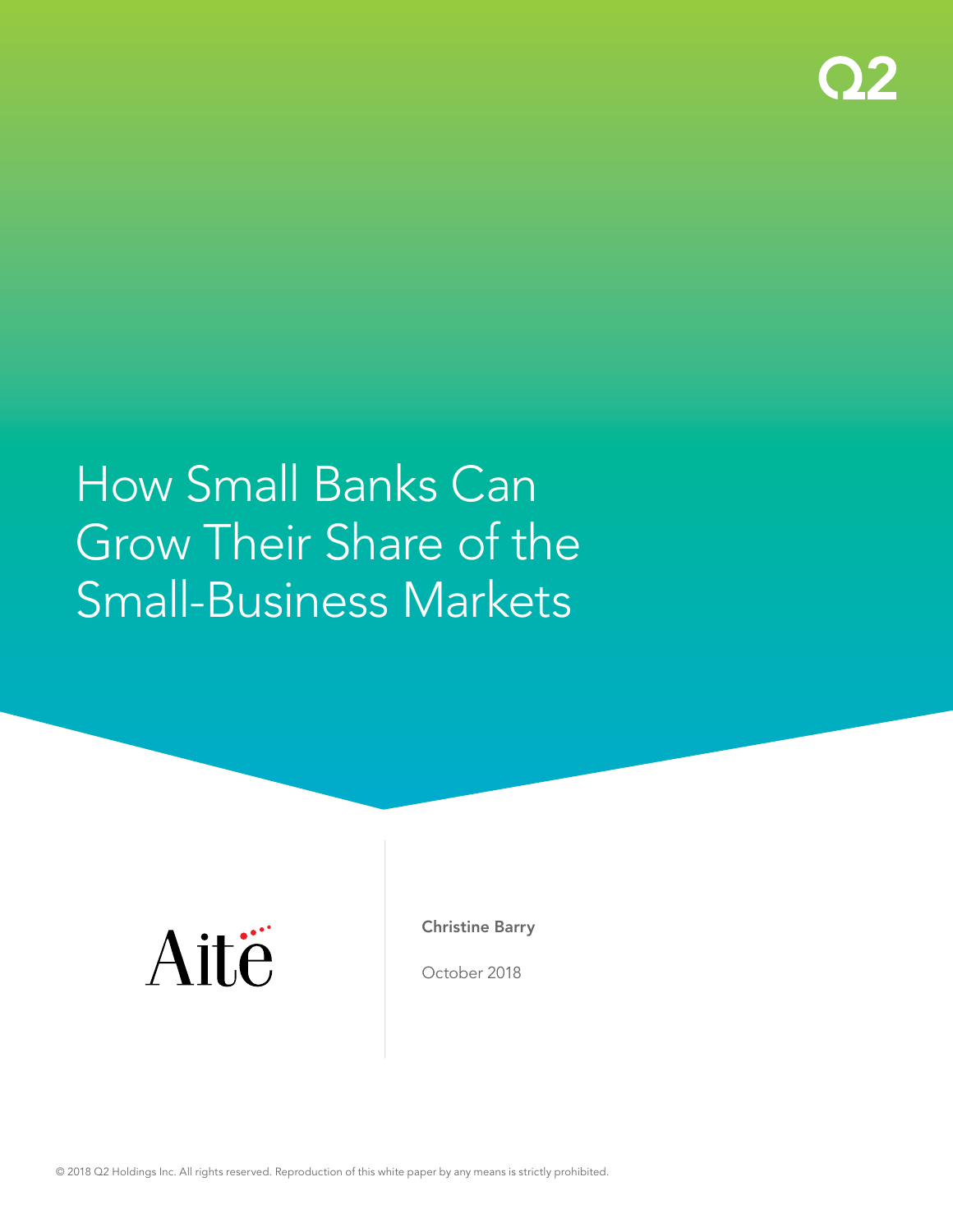# How Small Banks Can Grow Their Share of the Small-Business Markets

**Christine Barry**

October 2018

© 2018 Q2 Holdings Inc. All rights reserved. Reproduction of this white paper by any means is strictly prohibited.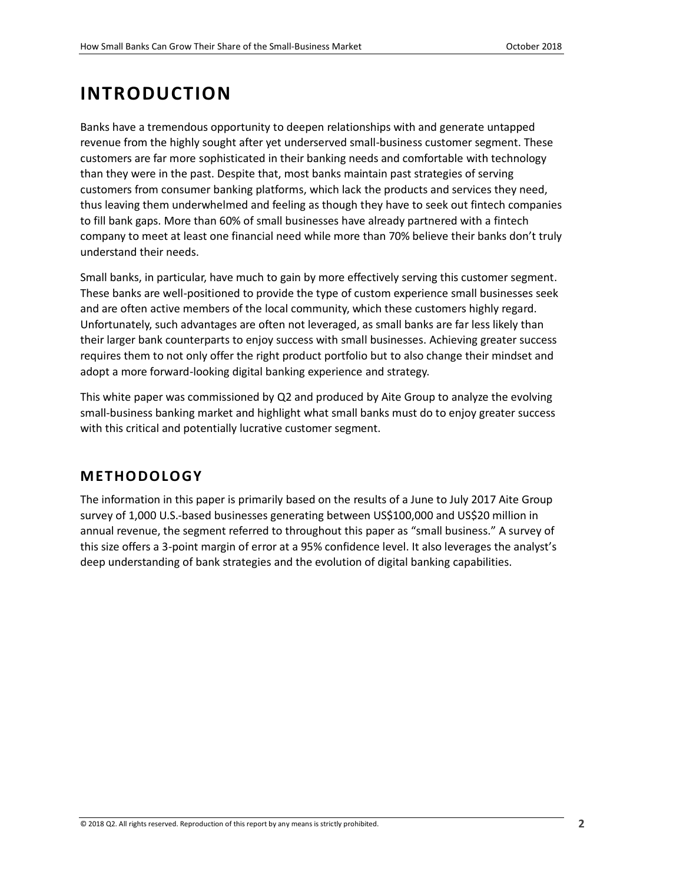# INTRODUCTION

Banks have a tremendous opportunity to deepen relationships with and generate untapped revenue from the highly sought after yet underserved small-business customer segment. These customers are far more sophisticated in their banking needs and comfortable with technology than they were in the past. Despite that, most banks maintain past strategies of serving customers from consumer banking platforms, which lack the products and services they need, thus leaving them underwhelmed and feeling as though they have to seek out fintech companies to fill bank gaps. More than 60% of small businesses have already partnered with a fintech company to meet at least one financial need while more than 70% believe their banks don't truly understand their needs.

Small banks, in particular, have much to gain by more effectively serving this customer segment. These banks are well-positioned to provide the type of custom experience small businesses seek and are often active members of the local community, which these customers highly regard. Unfortunately, such advantages are often not leveraged, as small banks are far less likely than their larger bank counterparts to enjoy success with small businesses. Achieving greater success requires them to not only offer the right product portfolio but to also change their mindset and adopt a more forward-looking digital banking experience and strategy.

This white paper was commissioned by Q2 and produced by Aite Group to analyze the evolving small-business banking market and highlight what small banks must do to enjoy greater success with this critical and potentially lucrative customer segment.

## METHODOLOGY

The information in this paper is primarily based on the results of a June to July 2017 Aite Group survey of 1,000 U.S.-based businesses generating between US$100,000 and US$20 million in annual revenue, the segment referred to throughout this paper as "small business." A survey of this size offers a 3-point margin of error at a 95% confidence level. It also leverages the analyst's deep understanding of bank strategies and the evolution of digital banking capabilities.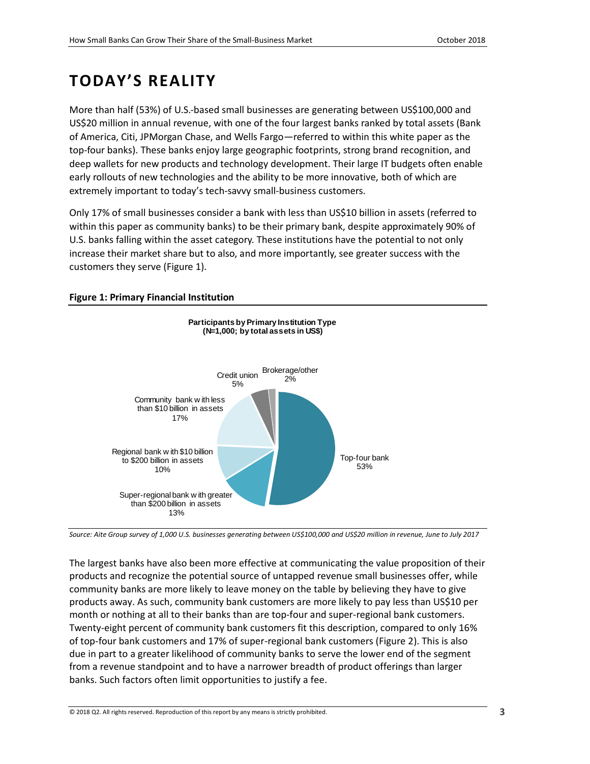# TODAY'S REALITY

More than half (53%) of U.S.-based small businesses are generating between US$100,000 and US$20 million in annual revenue, with one of the four largest banks ranked by total assets (Bank of America, Citi, JPMorgan Chase, and Wells Fargo—referred to within this white paper as the top-four banks). These banks enjoy large geographic footprints, strong brand recognition, and deep wallets for new products and technology development. Their large IT budgets often enable early rollouts of new technologies and the ability to be more innovative, both of which are extremely important to today's tech-savvy small-business customers.

Only 17% of small businesses consider a bank with less than US$10 billion in assets (referred to within this paper as community banks) to be their primary bank, despite approximately 90% of U.S. banks falling within the asset category. These institutions have the potential to not only increase their market share but to also, and more importantly, see greater success with the customers they serve (Figure 1).

**Figure 1: Primary Financial Institution**

**Participants by Primary Institution Type (N=1,000; by total assets in US$)**

| Institution type | Share |
|---|---|
| Top-four bank | 53% |
| Super-regional bank with greater than $200 billion in assets | 13% |
| Regional bank with $10 billion to $200 billion in assets | 10% |
| Community bank with less than $10 billion in assets | 17% |
| Credit union | 5% |
| Brokerage/other | 2% |

*Source: Aite Group survey of 1,000 U.S. businesses generating between US$100,000 and US$20 million in revenue, June to July 2017*

The largest banks have also been more effective at communicating the value proposition of their products and recognize the potential source of untapped revenue small businesses offer, while community banks are more likely to leave money on the table by believing they have to give products away. As such, community bank customers are more likely to pay less than US$10 per month or nothing at all to their banks than are top-four and super-regional bank customers. Twenty-eight percent of community bank customers fit this description, compared to only 16% of top-four bank customers and 17% of super-regional bank customers (Figure 2). This is also due in part to a greater likelihood of community banks to serve the lower end of the segment from a revenue standpoint and to have a narrower breadth of product offerings than larger banks. Such factors often limit opportunities to justify a fee.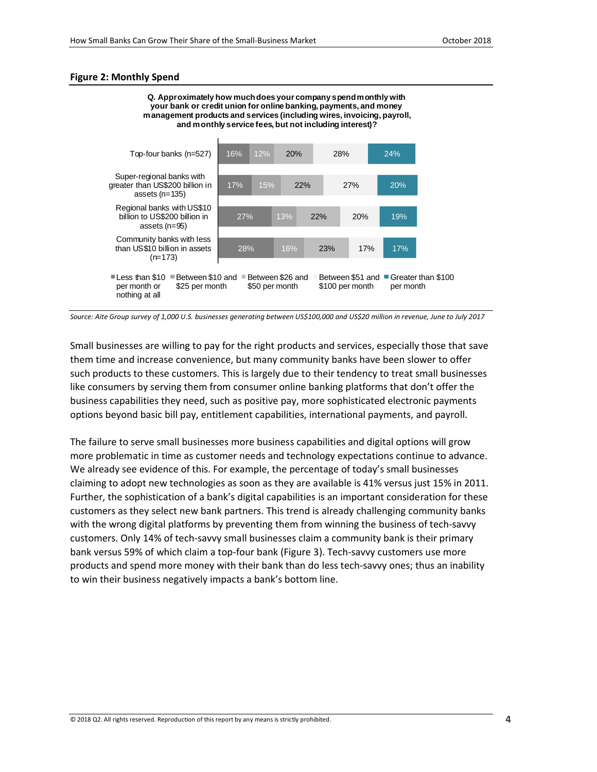**Figure 2: Monthly Spend**

**Q. Approximately how much does your company spend monthly with your bank or credit union for online banking, payments, and money management products and services (including wires, invoicing, payroll, and monthly service fees, but not including interest)?**

| | Less than $10 per month or nothing at all | Between $10 and $25 per month | Between $26 and $50 per month | Between $51 and $100 per month | Greater than $100 per month |
|---|---|---|---|---|---|
| Top-four banks (n=527) | 16% | 12% | 20% | 28% | 24% |
| Super-regional banks with greater than US$200 billion in assets (n=135) | 17% | 15% | 22% | 27% | 20% |
| Regional banks with US$10 billion to US$200 billion in assets (n=95) | 27% | 13% | 22% | 20% | 19% |
| Community banks with less than US$10 billion in assets (n=173) | 28% | 16% | 23% | 17% | 17% |

*Source: Aite Group survey of 1,000 U.S. businesses generating between US$100,000 and US$20 million in revenue, June to July 2017*

Small businesses are willing to pay for the right products and services, especially those that save them time and increase convenience, but many community banks have been slower to offer such products to these customers. This is largely due to their tendency to treat small businesses like consumers by serving them from consumer online banking platforms that don't offer the business capabilities they need, such as positive pay, more sophisticated electronic payments options beyond basic bill pay, entitlement capabilities, international payments, and payroll.

The failure to serve small businesses more business capabilities and digital options will grow more problematic in time as customer needs and technology expectations continue to advance. We already see evidence of this. For example, the percentage of today's small businesses claiming to adopt new technologies as soon as they are available is 41% versus just 15% in 2011. Further, the sophistication of a bank's digital capabilities is an important consideration for these customers as they select new bank partners. This trend is already challenging community banks with the wrong digital platforms by preventing them from winning the business of tech-savvy customers. Only 14% of tech-savvy small businesses claim a community bank is their primary bank versus 59% of which claim a top-four bank (Figure 3). Tech-savvy customers use more products and spend more money with their bank than do less tech-savvy ones; thus an inability to win their business negatively impacts a bank's bottom line.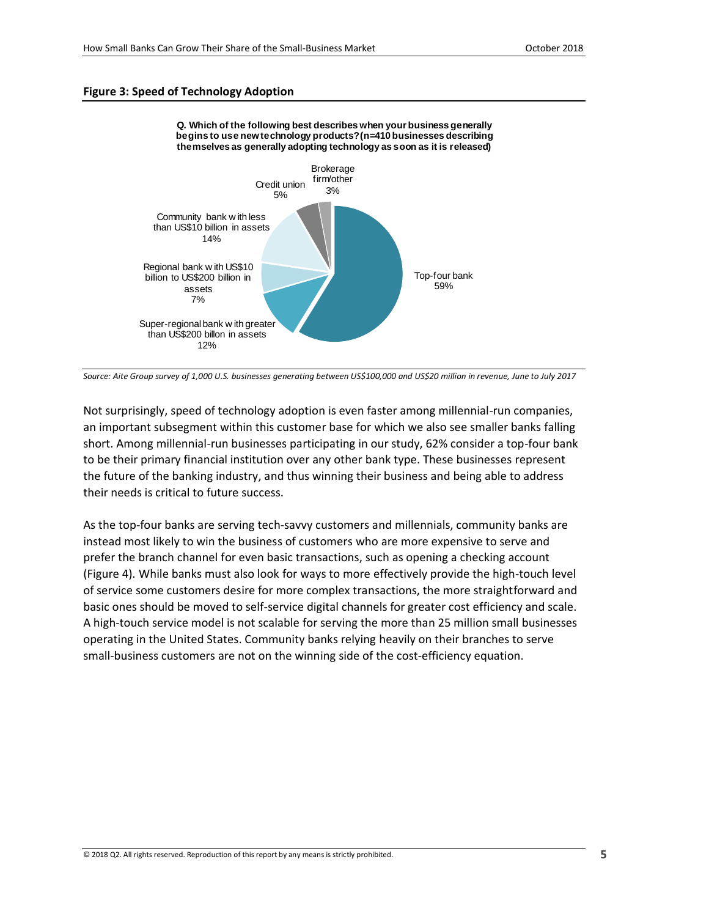**Figure 3: Speed of Technology Adoption**

**Q. Which of the following best describes when your business generally begins to use new technology products? (n=410 businesses describing themselves as generally adopting technology as soon as it is released)**

| Bank type | Share |
|---|---|
| Top-four bank | 59% |
| Super-regional bank with greater than US$200 billon in assets | 12% |
| Regional bank with US$10 billion to US$200 billion in assets | 7% |
| Community bank with less than US$10 billion in assets | 14% |
| Credit union | 5% |
| Brokerage firm/other | 3% |

*Source: Aite Group survey of 1,000 U.S. businesses generating between US$100,000 and US$20 million in revenue, June to July 2017*

Not surprisingly, speed of technology adoption is even faster among millennial-run companies, an important subsegment within this customer base for which we also see smaller banks falling short. Among millennial-run businesses participating in our study, 62% consider a top-four bank to be their primary financial institution over any other bank type. These businesses represent the future of the banking industry, and thus winning their business and being able to address their needs is critical to future success.

As the top-four banks are serving tech-savvy customers and millennials, community banks are instead most likely to win the business of customers who are more expensive to serve and prefer the branch channel for even basic transactions, such as opening a checking account (Figure 4). While banks must also look for ways to more effectively provide the high-touch level of service some customers desire for more complex transactions, the more straightforward and basic ones should be moved to self-service digital channels for greater cost efficiency and scale. A high-touch service model is not scalable for serving the more than 25 million small businesses operating in the United States. Community banks relying heavily on their branches to serve small-business customers are not on the winning side of the cost-efficiency equation.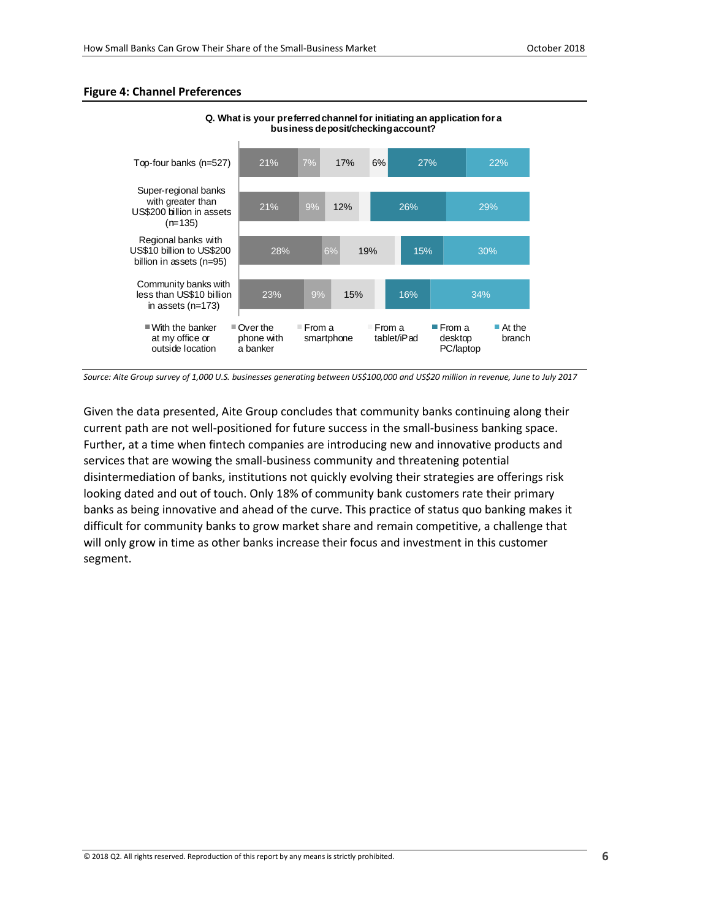**Figure 4: Channel Preferences**

**Q. What is your preferred channel for initiating an application for a business deposit/checking account?**

| | With the banker at my office or outside location | Over the phone with a banker | From a smartphone | From a tablet/iPad | From a desktop PC/laptop | At the branch |
|---|---|---|---|---|---|---|
| Top-four banks (n=527) | 21% | 7% | 17% | 6% | 27% | 22% |
| Super-regional banks with greater than US$200 billion in assets (n=135) | 21% | 9% | 12% | | 26% | 29% |
| Regional banks with US$10 billion to US$200 billion in assets (n=95) | 28% | 6% | 19% | | 15% | 30% |
| Community banks with less than US$10 billion in assets (n=173) | 23% | 9% | 15% | | 16% | 34% |

*Source: Aite Group survey of 1,000 U.S. businesses generating between US$100,000 and US$20 million in revenue, June to July 2017*

Given the data presented, Aite Group concludes that community banks continuing along their current path are not well-positioned for future success in the small-business banking space. Further, at a time when fintech companies are introducing new and innovative products and services that are wowing the small-business community and threatening potential disintermediation of banks, institutions not quickly evolving their strategies are offerings risk looking dated and out of touch. Only 18% of community bank customers rate their primary banks as being innovative and ahead of the curve. This practice of status quo banking makes it difficult for community banks to grow market share and remain competitive, a challenge that will only grow in time as other banks increase their focus and investment in this customer segment.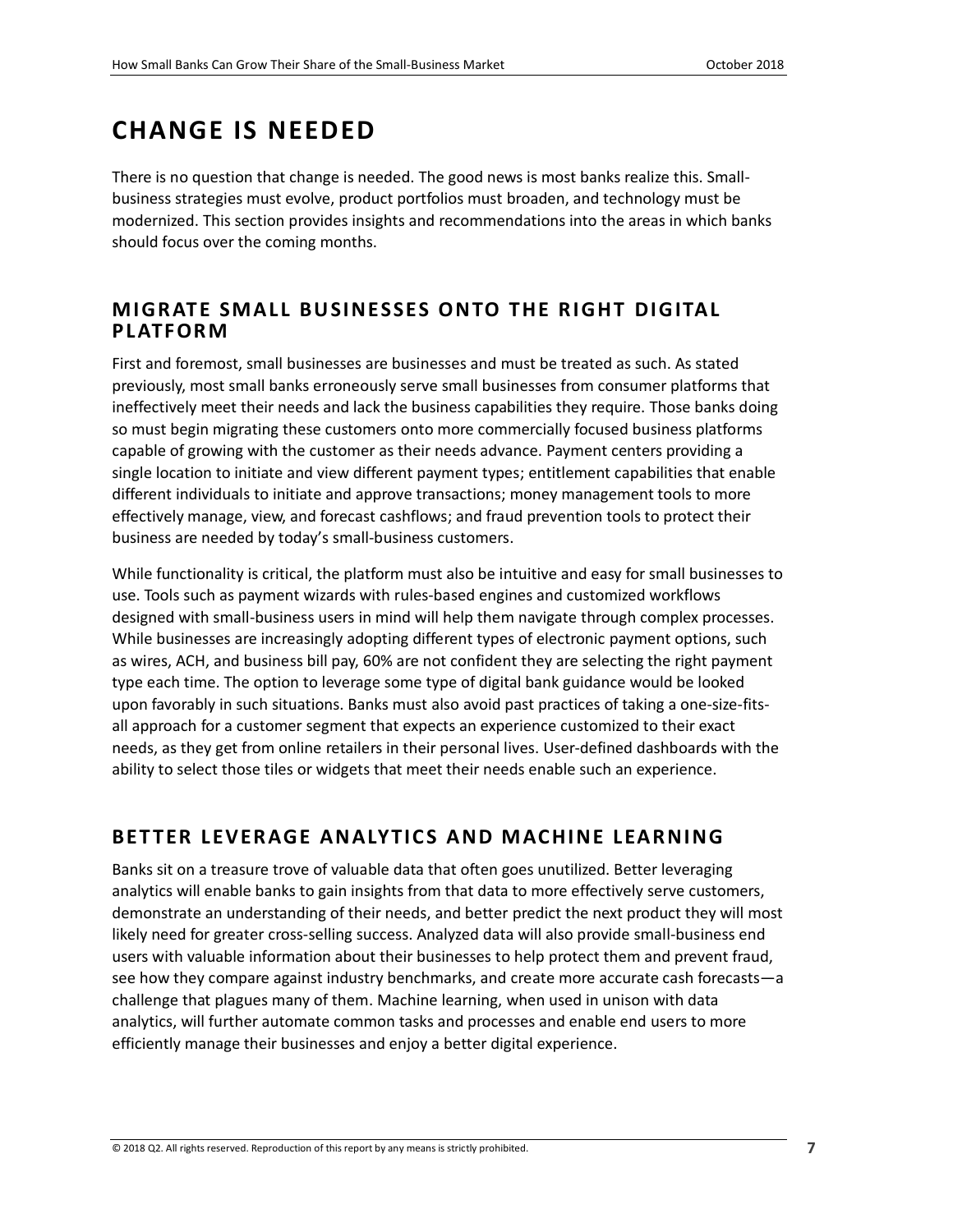# CHANGE IS NEEDED

There is no question that change is needed. The good news is most banks realize this. Small-business strategies must evolve, product portfolios must broaden, and technology must be modernized. This section provides insights and recommendations into the areas in which banks should focus over the coming months.

## MIGRATE SMALL BUSINESSES ONTO THE RIGHT DIGITAL PLATFORM

First and foremost, small businesses are businesses and must be treated as such. As stated previously, most small banks erroneously serve small businesses from consumer platforms that ineffectively meet their needs and lack the business capabilities they require. Those banks doing so must begin migrating these customers onto more commercially focused business platforms capable of growing with the customer as their needs advance. Payment centers providing a single location to initiate and view different payment types; entitlement capabilities that enable different individuals to initiate and approve transactions; money management tools to more effectively manage, view, and forecast cashflows; and fraud prevention tools to protect their business are needed by today's small-business customers.

While functionality is critical, the platform must also be intuitive and easy for small businesses to use. Tools such as payment wizards with rules-based engines and customized workflows designed with small-business users in mind will help them navigate through complex processes. While businesses are increasingly adopting different types of electronic payment options, such as wires, ACH, and business bill pay, 60% are not confident they are selecting the right payment type each time. The option to leverage some type of digital bank guidance would be looked upon favorably in such situations. Banks must also avoid past practices of taking a one-size-fits-all approach for a customer segment that expects an experience customized to their exact needs, as they get from online retailers in their personal lives. User-defined dashboards with the ability to select those tiles or widgets that meet their needs enable such an experience.

## BETTER LEVERAGE ANALYTICS AND MACHINE LEARNING

Banks sit on a treasure trove of valuable data that often goes unutilized. Better leveraging analytics will enable banks to gain insights from that data to more effectively serve customers, demonstrate an understanding of their needs, and better predict the next product they will most likely need for greater cross-selling success. Analyzed data will also provide small-business end users with valuable information about their businesses to help protect them and prevent fraud, see how they compare against industry benchmarks, and create more accurate cash forecasts—a challenge that plagues many of them. Machine learning, when used in unison with data analytics, will further automate common tasks and processes and enable end users to more efficiently manage their businesses and enjoy a better digital experience.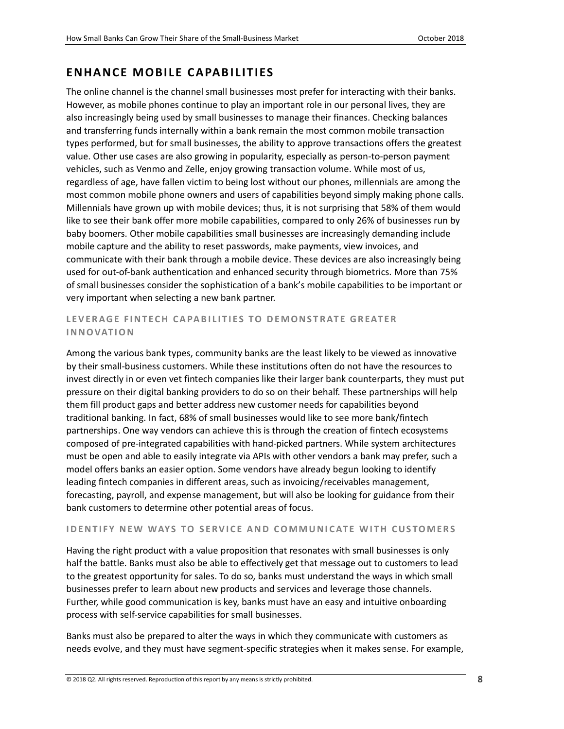## ENHANCE MOBILE CAPABILITIES

The online channel is the channel small businesses most prefer for interacting with their banks. However, as mobile phones continue to play an important role in our personal lives, they are also increasingly being used by small businesses to manage their finances. Checking balances and transferring funds internally within a bank remain the most common mobile transaction types performed, but for small businesses, the ability to approve transactions offers the greatest value. Other use cases are also growing in popularity, especially as person-to-person payment vehicles, such as Venmo and Zelle, enjoy growing transaction volume. While most of us, regardless of age, have fallen victim to being lost without our phones, millennials are among the most common mobile phone owners and users of capabilities beyond simply making phone calls. Millennials have grown up with mobile devices; thus, it is not surprising that 58% of them would like to see their bank offer more mobile capabilities, compared to only 26% of businesses run by baby boomers. Other mobile capabilities small businesses are increasingly demanding include mobile capture and the ability to reset passwords, make payments, view invoices, and communicate with their bank through a mobile device. These devices are also increasingly being used for out-of-bank authentication and enhanced security through biometrics. More than 75% of small businesses consider the sophistication of a bank's mobile capabilities to be important or very important when selecting a new bank partner.

### LEVERAGE FINTECH CAPABILITIES TO DEMONSTRATE GREATER INNOVATION

Among the various bank types, community banks are the least likely to be viewed as innovative by their small-business customers. While these institutions often do not have the resources to invest directly in or even vet fintech companies like their larger bank counterparts, they must put pressure on their digital banking providers to do so on their behalf. These partnerships will help them fill product gaps and better address new customer needs for capabilities beyond traditional banking. In fact, 68% of small businesses would like to see more bank/fintech partnerships. One way vendors can achieve this is through the creation of fintech ecosystems composed of pre-integrated capabilities with hand-picked partners. While system architectures must be open and able to easily integrate via APIs with other vendors a bank may prefer, such a model offers banks an easier option. Some vendors have already begun looking to identify leading fintech companies in different areas, such as invoicing/receivables management, forecasting, payroll, and expense management, but will also be looking for guidance from their bank customers to determine other potential areas of focus.

### IDENTIFY NEW WAYS TO SERVICE AND COMMUNICATE WITH CUSTOMERS

Having the right product with a value proposition that resonates with small businesses is only half the battle. Banks must also be able to effectively get that message out to customers to lead to the greatest opportunity for sales. To do so, banks must understand the ways in which small businesses prefer to learn about new products and services and leverage those channels. Further, while good communication is key, banks must have an easy and intuitive onboarding process with self-service capabilities for small businesses.

Banks must also be prepared to alter the ways in which they communicate with customers as needs evolve, and they must have segment-specific strategies when it makes sense. For example,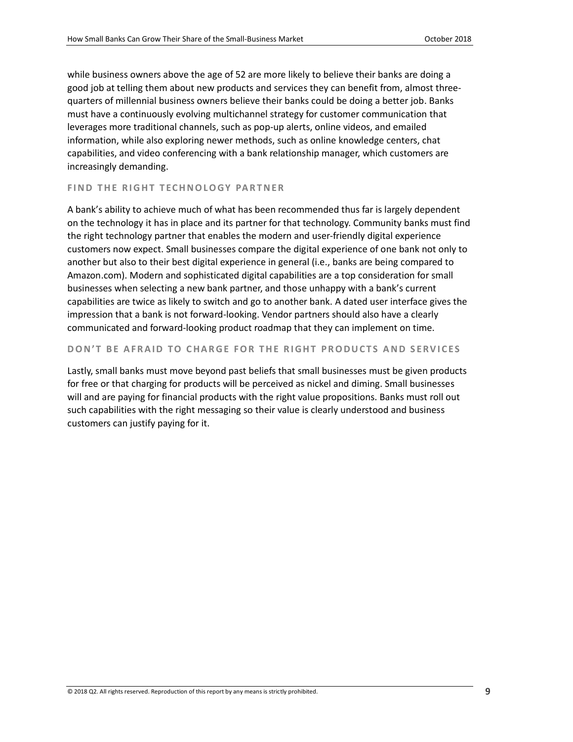while business owners above the age of 52 are more likely to believe their banks are doing a good job at telling them about new products and services they can benefit from, almost three-quarters of millennial business owners believe their banks could be doing a better job. Banks must have a continuously evolving multichannel strategy for customer communication that leverages more traditional channels, such as pop-up alerts, online videos, and emailed information, while also exploring newer methods, such as online knowledge centers, chat capabilities, and video conferencing with a bank relationship manager, which customers are increasingly demanding.

### FIND THE RIGHT TECHNOLOGY PARTNER

A bank's ability to achieve much of what has been recommended thus far is largely dependent on the technology it has in place and its partner for that technology. Community banks must find the right technology partner that enables the modern and user-friendly digital experience customers now expect. Small businesses compare the digital experience of one bank not only to another but also to their best digital experience in general (i.e., banks are being compared to Amazon.com). Modern and sophisticated digital capabilities are a top consideration for small businesses when selecting a new bank partner, and those unhappy with a bank's current capabilities are twice as likely to switch and go to another bank. A dated user interface gives the impression that a bank is not forward-looking. Vendor partners should also have a clearly communicated and forward-looking product roadmap that they can implement on time.

### DON'T BE AFRAID TO CHARGE FOR THE RIGHT PRODUCTS AND SERVICES

Lastly, small banks must move beyond past beliefs that small businesses must be given products for free or that charging for products will be perceived as nickel and diming. Small businesses will and are paying for financial products with the right value propositions. Banks must roll out such capabilities with the right messaging so their value is clearly understood and business customers can justify paying for it.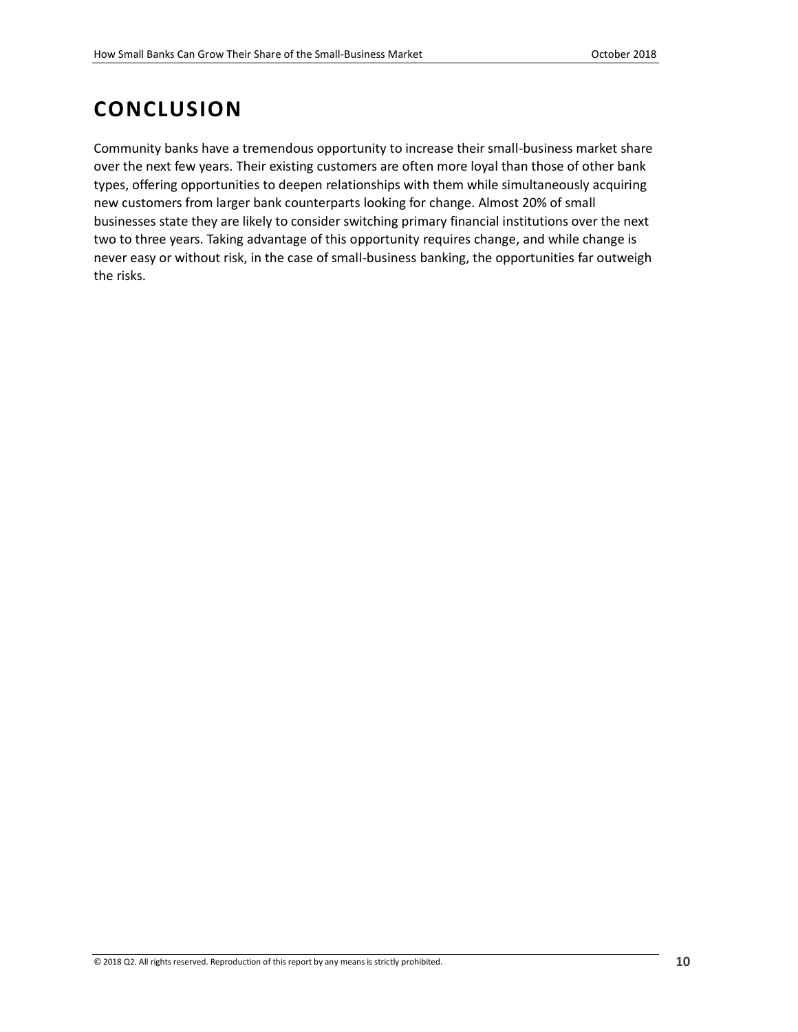# CONCLUSION

Community banks have a tremendous opportunity to increase their small-business market share over the next few years. Their existing customers are often more loyal than those of other bank types, offering opportunities to deepen relationships with them while simultaneously acquiring new customers from larger bank counterparts looking for change. Almost 20% of small businesses state they are likely to consider switching primary financial institutions over the next two to three years. Taking advantage of this opportunity requires change, and while change is never easy or without risk, in the case of small-business banking, the opportunities far outweigh the risks.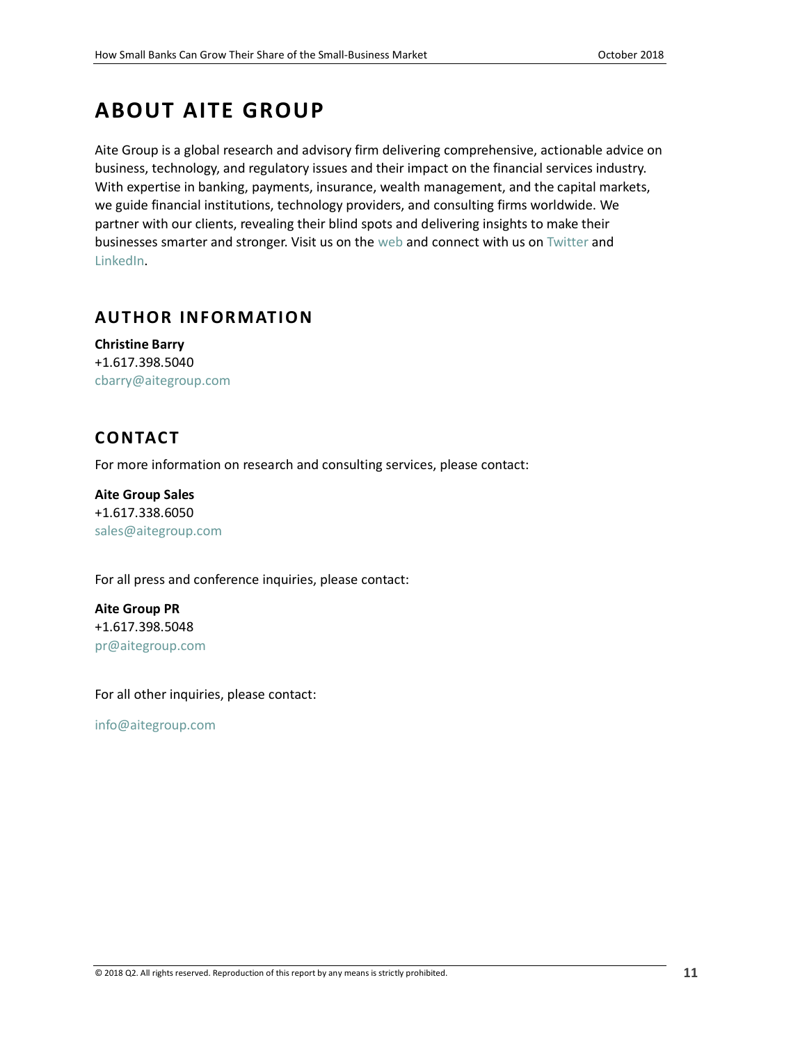# ABOUT AITE GROUP

Aite Group is a global research and advisory firm delivering comprehensive, actionable advice on business, technology, and regulatory issues and their impact on the financial services industry. With expertise in banking, payments, insurance, wealth management, and the capital markets, we guide financial institutions, technology providers, and consulting firms worldwide. We partner with our clients, revealing their blind spots and delivering insights to make their businesses smarter and stronger. Visit us on the web and connect with us on Twitter and LinkedIn.

## AUTHOR INFORMATION

**Christine Barry**
+1.617.398.5040
cbarry@aitegroup.com

## CONTACT

For more information on research and consulting services, please contact:

**Aite Group Sales**
+1.617.338.6050
sales@aitegroup.com

For all press and conference inquiries, please contact:

**Aite Group PR**
+1.617.398.5048
pr@aitegroup.com

For all other inquiries, please contact:

info@aitegroup.com